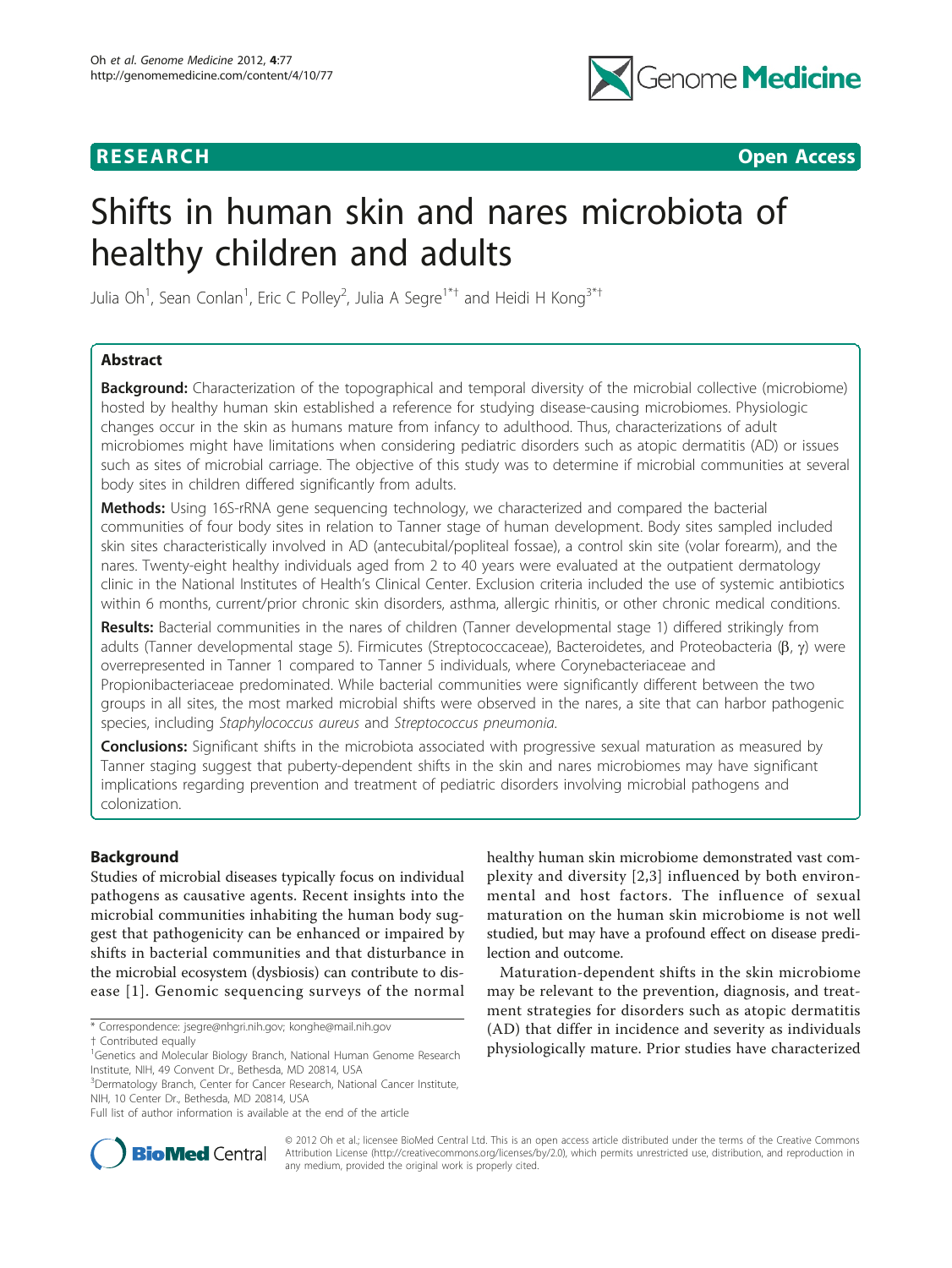RESEARCH Open Access

# Shifts in human skin and nares microbiota of healthy children and adults

Julia Oh[1], Sean Conlan[1], Eric C Polley[2], Julia A Segre[1*†] and Heidi H Kong[3*†]

## Abstract

**Background:** Characterization of the topographical and temporal diversity of the microbial collective (microbiome) hosted by healthy human skin established a reference for studying disease-causing microbiomes. Physiologic changes occur in the skin as humans mature from infancy to adulthood. Thus, characterizations of adult microbiomes might have limitations when considering pediatric disorders such as atopic dermatitis (AD) or issues such as sites of microbial carriage. The objective of this study was to determine if microbial communities at several body sites in children differed significantly from adults.

**Methods:** Using 16S-rRNA gene sequencing technology, we characterized and compared the bacterial communities of four body sites in relation to Tanner stage of human development. Body sites sampled included skin sites characteristically involved in AD (antecubital/popliteal fossae), a control skin site (volar forearm), and the nares. Twenty-eight healthy individuals aged from 2 to 40 years were evaluated at the outpatient dermatology clinic in the National Institutes of Health's Clinical Center. Exclusion criteria included the use of systemic antibiotics within 6 months, current/prior chronic skin disorders, asthma, allergic rhinitis, or other chronic medical conditions.

**Results:** Bacterial communities in the nares of children (Tanner developmental stage 1) differed strikingly from adults (Tanner developmental stage 5). Firmicutes (Streptococcaceae), Bacteroidetes, and Proteobacteria ($\beta$, $\gamma$) were overrepresented in Tanner 1 compared to Tanner 5 individuals, where Corynebacteriaceae and Propionibacteriaceae predominated. While bacterial communities were significantly different between the two groups in all sites, the most marked microbial shifts were observed in the nares, a site that can harbor pathogenic species, including *Staphylococcus aureus* and *Streptococcus pneumonia*.

**Conclusions:** Significant shifts in the microbiota associated with progressive sexual maturation as measured by Tanner staging suggest that puberty-dependent shifts in the skin and nares microbiomes may have significant implications regarding prevention and treatment of pediatric disorders involving microbial pathogens and colonization.

## Background

Studies of microbial diseases typically focus on individual pathogens as causative agents. Recent insights into the microbial communities inhabiting the human body suggest that pathogenicity can be enhanced or impaired by shifts in bacterial communities and that disturbance in the microbial ecosystem (dysbiosis) can contribute to disease [1]. Genomic sequencing surveys of the normal healthy human skin microbiome demonstrated vast complexity and diversity [2,3] influenced by both environmental and host factors. The influence of sexual maturation on the human skin microbiome is not well studied, but may have a profound effect on disease predilection and outcome.

Maturation-dependent shifts in the skin microbiome may be relevant to the prevention, diagnosis, and treatment strategies for disorders such as atopic dermatitis (AD) that differ in incidence and severity as individuals physiologically mature. Prior studies have characterized

\* Correspondence: jsegre@nhgri.nih.gov; konghe@mail.nih.gov
† Contributed equally
[1]Genetics and Molecular Biology Branch, National Human Genome Research Institute, NIH, 49 Convent Dr., Bethesda, MD 20814, USA
[3]Dermatology Branch, Center for Cancer Research, National Cancer Institute, NIH, 10 Center Dr., Bethesda, MD 20814, USA
Full list of author information is available at the end of the article

© 2012 Oh et al.; licensee BioMed Central Ltd. This is an open access article distributed under the terms of the Creative Commons Attribution License (http://creativecommons.org/licenses/by/2.0), which permits unrestricted use, distribution, and reproduction in any medium, provided the original work is properly cited.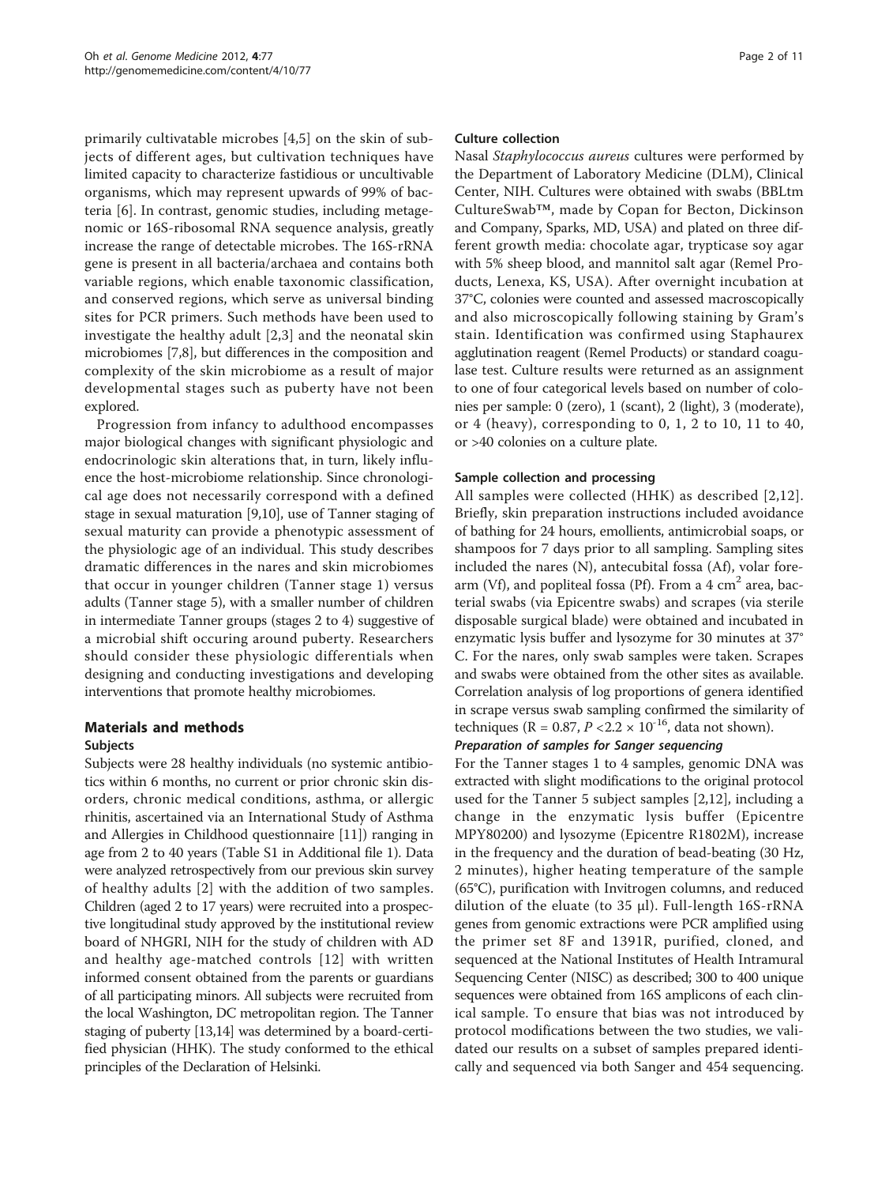primarily cultivatable microbes [4,5] on the skin of subjects of different ages, but cultivation techniques have limited capacity to characterize fastidious or uncultivable organisms, which may represent upwards of 99% of bacteria [6]. In contrast, genomic studies, including metagenomic or 16S-ribosomal RNA sequence analysis, greatly increase the range of detectable microbes. The 16S-rRNA gene is present in all bacteria/archaea and contains both variable regions, which enable taxonomic classification, and conserved regions, which serve as universal binding sites for PCR primers. Such methods have been used to investigate the healthy adult [2,3] and the neonatal skin microbiomes [7,8], but differences in the composition and complexity of the skin microbiome as a result of major developmental stages such as puberty have not been explored.

Progression from infancy to adulthood encompasses major biological changes with significant physiologic and endocrinologic skin alterations that, in turn, likely influence the host-microbiome relationship. Since chronological age does not necessarily correspond with a defined stage in sexual maturation [9,10], use of Tanner staging of sexual maturity can provide a phenotypic assessment of the physiologic age of an individual. This study describes dramatic differences in the nares and skin microbiomes that occur in younger children (Tanner stage 1) versus adults (Tanner stage 5), with a smaller number of children in intermediate Tanner groups (stages 2 to 4) suggestive of a microbial shift occuring around puberty. Researchers should consider these physiologic differentials when designing and conducting investigations and developing interventions that promote healthy microbiomes.

## Materials and methods

### Subjects

Subjects were 28 healthy individuals (no systemic antibiotics within 6 months, no current or prior chronic skin disorders, chronic medical conditions, asthma, or allergic rhinitis, ascertained via an International Study of Asthma and Allergies in Childhood questionnaire [11]) ranging in age from 2 to 40 years (Table S1 in Additional file 1). Data were analyzed retrospectively from our previous skin survey of healthy adults [2] with the addition of two samples. Children (aged 2 to 17 years) were recruited into a prospective longitudinal study approved by the institutional review board of NHGRI, NIH for the study of children with AD and healthy age-matched controls [12] with written informed consent obtained from the parents or guardians of all participating minors. All subjects were recruited from the local Washington, DC metropolitan region. The Tanner staging of puberty [13,14] was determined by a board-certified physician (HHK). The study conformed to the ethical principles of the Declaration of Helsinki.

### Culture collection

Nasal *Staphylococcus aureus* cultures were performed by the Department of Laboratory Medicine (DLM), Clinical Center, NIH. Cultures were obtained with swabs (BBLtm CultureSwab™, made by Copan for Becton, Dickinson and Company, Sparks, MD, USA) and plated on three different growth media: chocolate agar, trypticase soy agar with 5% sheep blood, and mannitol salt agar (Remel Products, Lenexa, KS, USA). After overnight incubation at 37°C, colonies were counted and assessed macroscopically and also microscopically following staining by Gram's stain. Identification was confirmed using Staphaurex agglutination reagent (Remel Products) or standard coagulase test. Culture results were returned as an assignment to one of four categorical levels based on number of colonies per sample: 0 (zero), 1 (scant), 2 (light), 3 (moderate), or 4 (heavy), corresponding to 0, 1, 2 to 10, 11 to 40, or >40 colonies on a culture plate.

### Sample collection and processing

All samples were collected (HHK) as described [2,12]. Briefly, skin preparation instructions included avoidance of bathing for 24 hours, emollients, antimicrobial soaps, or shampoos for 7 days prior to all sampling. Sampling sites included the nares (N), antecubital fossa (Af), volar forearm (Vf), and popliteal fossa (Pf). From a 4 $cm^2$ area, bacterial swabs (via Epicentre swabs) and scrapes (via sterile disposable surgical blade) were obtained and incubated in enzymatic lysis buffer and lysozyme for 30 minutes at 37° C. For the nares, only swab samples were taken. Scrapes and swabs were obtained from the other sites as available. Correlation analysis of log proportions of genera identified in scrape versus swab sampling confirmed the similarity of techniques ($R = 0.87$, $P < 2.2 \times 10^{-16}$, data not shown).

#### Preparation of samples for Sanger sequencing

For the Tanner stages 1 to 4 samples, genomic DNA was extracted with slight modifications to the original protocol used for the Tanner 5 subject samples [2,12], including a change in the enzymatic lysis buffer (Epicentre MPY80200) and lysozyme (Epicentre R1802M), increase in the frequency and the duration of bead-beating (30 Hz, 2 minutes), higher heating temperature of the sample (65°C), purification with Invitrogen columns, and reduced dilution of the eluate (to 35 μl). Full-length 16S-rRNA genes from genomic extractions were PCR amplified using the primer set 8F and 1391R, purified, cloned, and sequenced at the National Institutes of Health Intramural Sequencing Center (NISC) as described; 300 to 400 unique sequences were obtained from 16S amplicons of each clinical sample. To ensure that bias was not introduced by protocol modifications between the two studies, we validated our results on a subset of samples prepared identically and sequenced via both Sanger and 454 sequencing.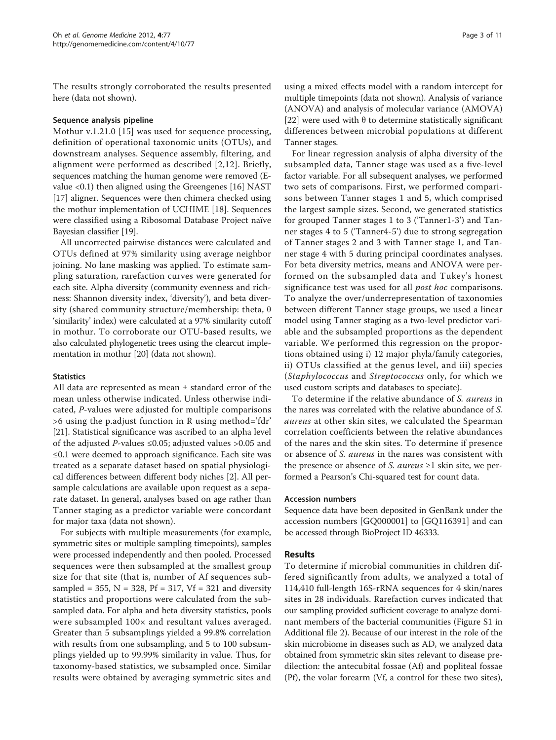The results strongly corroborated the results presented here (data not shown).

### Sequence analysis pipeline

Mothur v.1.21.0 [15] was used for sequence processing, definition of operational taxonomic units (OTUs), and downstream analyses. Sequence assembly, filtering, and alignment were performed as described [2,12]. Briefly, sequences matching the human genome were removed (E-value <0.1) then aligned using the Greengenes [16] NAST [17] aligner. Sequences were then chimera checked using the mothur implementation of UCHIME [18]. Sequences were classified using a Ribosomal Database Project naïve Bayesian classifier [19].

All uncorrected pairwise distances were calculated and OTUs defined at 97% similarity using average neighbor joining. No lane masking was applied. To estimate sampling saturation, rarefaction curves were generated for each site. Alpha diversity (community evenness and richness: Shannon diversity index, 'diversity'), and beta diversity (shared community structure/membership: theta, θ 'similarity' index) were calculated at a 97% similarity cutoff in mothur. To corroborate our OTU-based results, we also calculated phylogenetic trees using the clearcut implementation in mothur [20] (data not shown).

### Statistics

All data are represented as mean ± standard error of the mean unless otherwise indicated. Unless otherwise indicated, *P*-values were adjusted for multiple comparisons >6 using the p.adjust function in R using method='fdr' [21]. Statistical significance was ascribed to an alpha level of the adjusted *P*-values ≤0.05; adjusted values >0.05 and ≤0.1 were deemed to approach significance. Each site was treated as a separate dataset based on spatial physiological differences between different body niches [2]. All per-sample calculations are available upon request as a separate dataset. In general, analyses based on age rather than Tanner staging as a predictor variable were concordant for major taxa (data not shown).

For subjects with multiple measurements (for example, symmetric sites or multiple sampling timepoints), samples were processed independently and then pooled. Processed sequences were then subsampled at the smallest group size for that site (that is, number of Af sequences subsampled = 355, N = 328, Pf = 317, Vf = 321 and diversity statistics and proportions were calculated from the subsampled data. For alpha and beta diversity statistics, pools were subsampled 100× and resultant values averaged. Greater than 5 subsamplings yielded a 99.8% correlation with results from one subsampling, and 5 to 100 subsamplings yielded up to 99.99% similarity in value. Thus, for taxonomy-based statistics, we subsampled once. Similar results were obtained by averaging symmetric sites and using a mixed effects model with a random intercept for multiple timepoints (data not shown). Analysis of variance (ANOVA) and analysis of molecular variance (AMOVA) [22] were used with θ to determine statistically significant differences between microbial populations at different Tanner stages.

For linear regression analysis of alpha diversity of the subsampled data, Tanner stage was used as a five-level factor variable. For all subsequent analyses, we performed two sets of comparisons. First, we performed comparisons between Tanner stages 1 and 5, which comprised the largest sample sizes. Second, we generated statistics for grouped Tanner stages 1 to 3 ('Tanner1-3') and Tanner stages 4 to 5 ('Tanner4-5') due to strong segregation of Tanner stages 2 and 3 with Tanner stage 1, and Tanner stage 4 with 5 during principal coordinates analyses. For beta diversity metrics, means and ANOVA were performed on the subsampled data and Tukey's honest significance test was used for all *post hoc* comparisons. To analyze the over/underrepresentation of taxonomies between different Tanner stage groups, we used a linear model using Tanner staging as a two-level predictor variable and the subsampled proportions as the dependent variable. We performed this regression on the proportions obtained using i) 12 major phyla/family categories, ii) OTUs classified at the genus level, and iii) species (*Staphylococcus* and *Streptococcus* only, for which we used custom scripts and databases to speciate).

To determine if the relative abundance of *S. aureus* in the nares was correlated with the relative abundance of *S. aureus* at other skin sites, we calculated the Spearman correlation coefficients between the relative abundances of the nares and the skin sites. To determine if presence or absence of *S. aureus* in the nares was consistent with the presence or absence of *S. aureus* ≥1 skin site, we performed a Pearson's Chi-squared test for count data.

### Accession numbers

Sequence data have been deposited in GenBank under the accession numbers [GQ000001] to [GQ116391] and can be accessed through BioProject ID 46333.

## Results

To determine if microbial communities in children differed significantly from adults, we analyzed a total of 114,410 full-length 16S-rRNA sequences for 4 skin/nares sites in 28 individuals. Rarefaction curves indicated that our sampling provided sufficient coverage to analyze dominant members of the bacterial communities (Figure S1 in Additional file 2). Because of our interest in the role of the skin microbiome in diseases such as AD, we analyzed data obtained from symmetric skin sites relevant to disease predilection: the antecubital fossae (Af) and popliteal fossae (Pf), the volar forearm (Vf, a control for these two sites),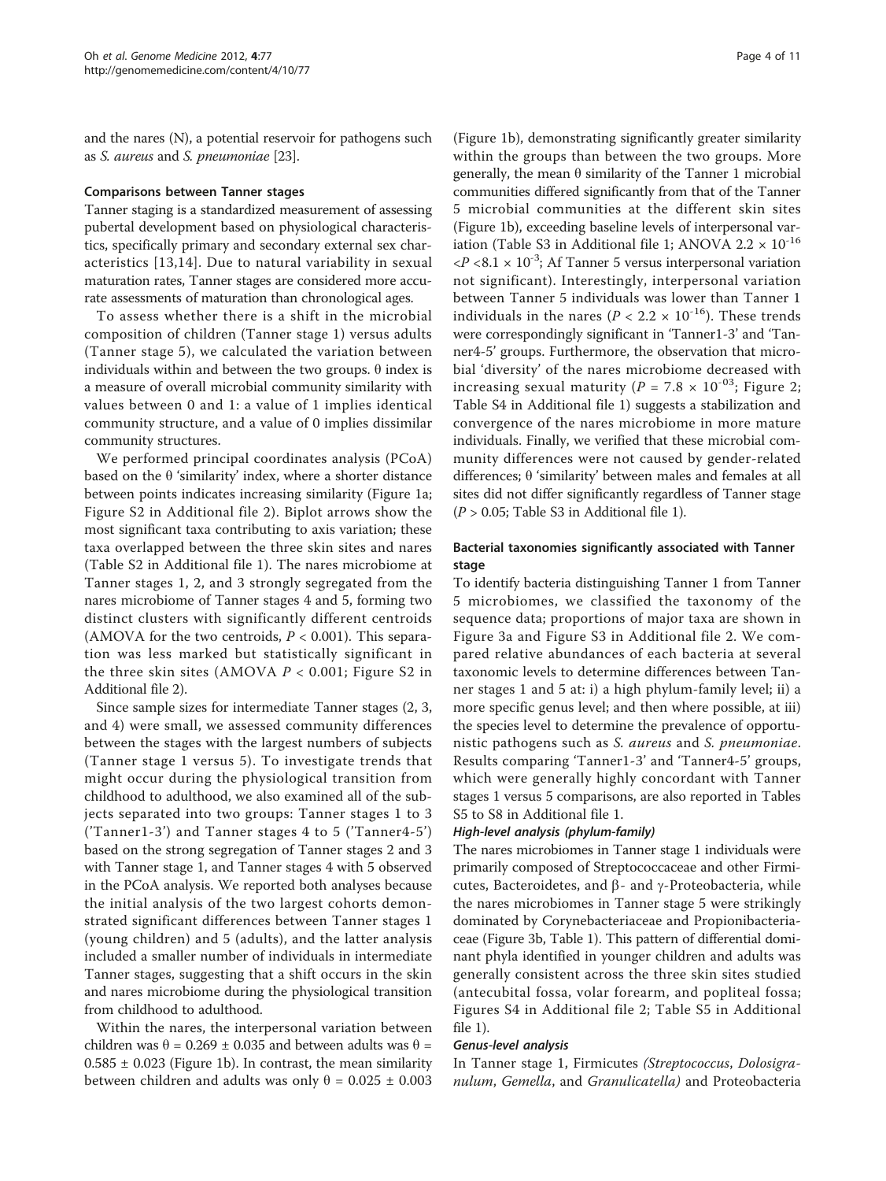and the nares (N), a potential reservoir for pathogens such as *S. aureus* and *S. pneumoniae* [23].

### Comparisons between Tanner stages

Tanner staging is a standardized measurement of assessing pubertal development based on physiological characteristics, specifically primary and secondary external sex characteristics [13,14]. Due to natural variability in sexual maturation rates, Tanner stages are considered more accurate assessments of maturation than chronological ages.

To assess whether there is a shift in the microbial composition of children (Tanner stage 1) versus adults (Tanner stage 5), we calculated the variation between individuals within and between the two groups. θ index is a measure of overall microbial community similarity with values between 0 and 1: a value of 1 implies identical community structure, and a value of 0 implies dissimilar community structures.

We performed principal coordinates analysis (PCoA) based on the θ 'similarity' index, where a shorter distance between points indicates increasing similarity (Figure 1a; Figure S2 in Additional file 2). Biplot arrows show the most significant taxa contributing to axis variation; these taxa overlapped between the three skin sites and nares (Table S2 in Additional file 1). The nares microbiome at Tanner stages 1, 2, and 3 strongly segregated from the nares microbiome of Tanner stages 4 and 5, forming two distinct clusters with significantly different centroids (AMOVA for the two centroids, $P < 0.001$). This separation was less marked but statistically significant in the three skin sites (AMOVA $P < 0.001$; Figure S2 in Additional file 2).

Since sample sizes for intermediate Tanner stages (2, 3, and 4) were small, we assessed community differences between the stages with the largest numbers of subjects (Tanner stage 1 versus 5). To investigate trends that might occur during the physiological transition from childhood to adulthood, we also examined all of the subjects separated into two groups: Tanner stages 1 to 3 ('Tanner1-3') and Tanner stages 4 to 5 ('Tanner4-5') based on the strong segregation of Tanner stages 2 and 3 with Tanner stage 1, and Tanner stages 4 with 5 observed in the PCoA analysis. We reported both analyses because the initial analysis of the two largest cohorts demonstrated significant differences between Tanner stages 1 (young children) and 5 (adults), and the latter analysis included a smaller number of individuals in intermediate Tanner stages, suggesting that a shift occurs in the skin and nares microbiome during the physiological transition from childhood to adulthood.

Within the nares, the interpersonal variation between children was $\theta = 0.269 \pm 0.035$ and between adults was $\theta = 0.585 \pm 0.023$ (Figure 1b). In contrast, the mean similarity between children and adults was only $\theta = 0.025 \pm 0.003$ (Figure 1b), demonstrating significantly greater similarity within the groups than between the two groups. More generally, the mean θ similarity of the Tanner 1 microbial communities differed significantly from that of the Tanner 5 microbial communities at the different skin sites (Figure 1b), exceeding baseline levels of interpersonal variation (Table S3 in Additional file 1; ANOVA $2.2 \times 10^{-16} < P < 8.1 \times 10^{-3}$; Af Tanner 5 versus interpersonal variation not significant). Interestingly, interpersonal variation between Tanner 5 individuals was lower than Tanner 1 individuals in the nares ($P < 2.2 \times 10^{-16}$). These trends were correspondingly significant in 'Tanner1-3' and 'Tanner4-5' groups. Furthermore, the observation that microbial 'diversity' of the nares microbiome decreased with increasing sexual maturity ($P = 7.8 \times 10^{-03}$; Figure 2; Table S4 in Additional file 1) suggests a stabilization and convergence of the nares microbiome in more mature individuals. Finally, we verified that these microbial community differences were not caused by gender-related differences; θ 'similarity' between males and females at all sites did not differ significantly regardless of Tanner stage ($P > 0.05$; Table S3 in Additional file 1).

### Bacterial taxonomies significantly associated with Tanner stage

To identify bacteria distinguishing Tanner 1 from Tanner 5 microbiomes, we classified the taxonomy of the sequence data; proportions of major taxa are shown in Figure 3a and Figure S3 in Additional file 2. We compared relative abundances of each bacteria at several taxonomic levels to determine differences between Tanner stages 1 and 5 at: i) a high phylum-family level; ii) a more specific genus level; and then where possible, at iii) the species level to determine the prevalence of opportunistic pathogens such as *S. aureus* and *S. pneumoniae*. Results comparing 'Tanner1-3' and 'Tanner4-5' groups, which were generally highly concordant with Tanner stages 1 versus 5 comparisons, are also reported in Tables S5 to S8 in Additional file 1.

#### *High-level analysis (phylum-family)*

The nares microbiomes in Tanner stage 1 individuals were primarily composed of Streptococcaceae and other Firmicutes, Bacteroidetes, and β- and γ-Proteobacteria, while the nares microbiomes in Tanner stage 5 were strikingly dominated by Corynebacteriaceae and Propionibacteriaceae (Figure 3b, Table 1). This pattern of differential dominant phyla identified in younger children and adults was generally consistent across the three skin sites studied (antecubital fossa, volar forearm, and popliteal fossa; Figures S4 in Additional file 2; Table S5 in Additional file 1).

#### *Genus-level analysis*

In Tanner stage 1, Firmicutes *(Streptococcus*, *Dolosigranulum*, *Gemella*, and *Granulicatella)* and Proteobacteria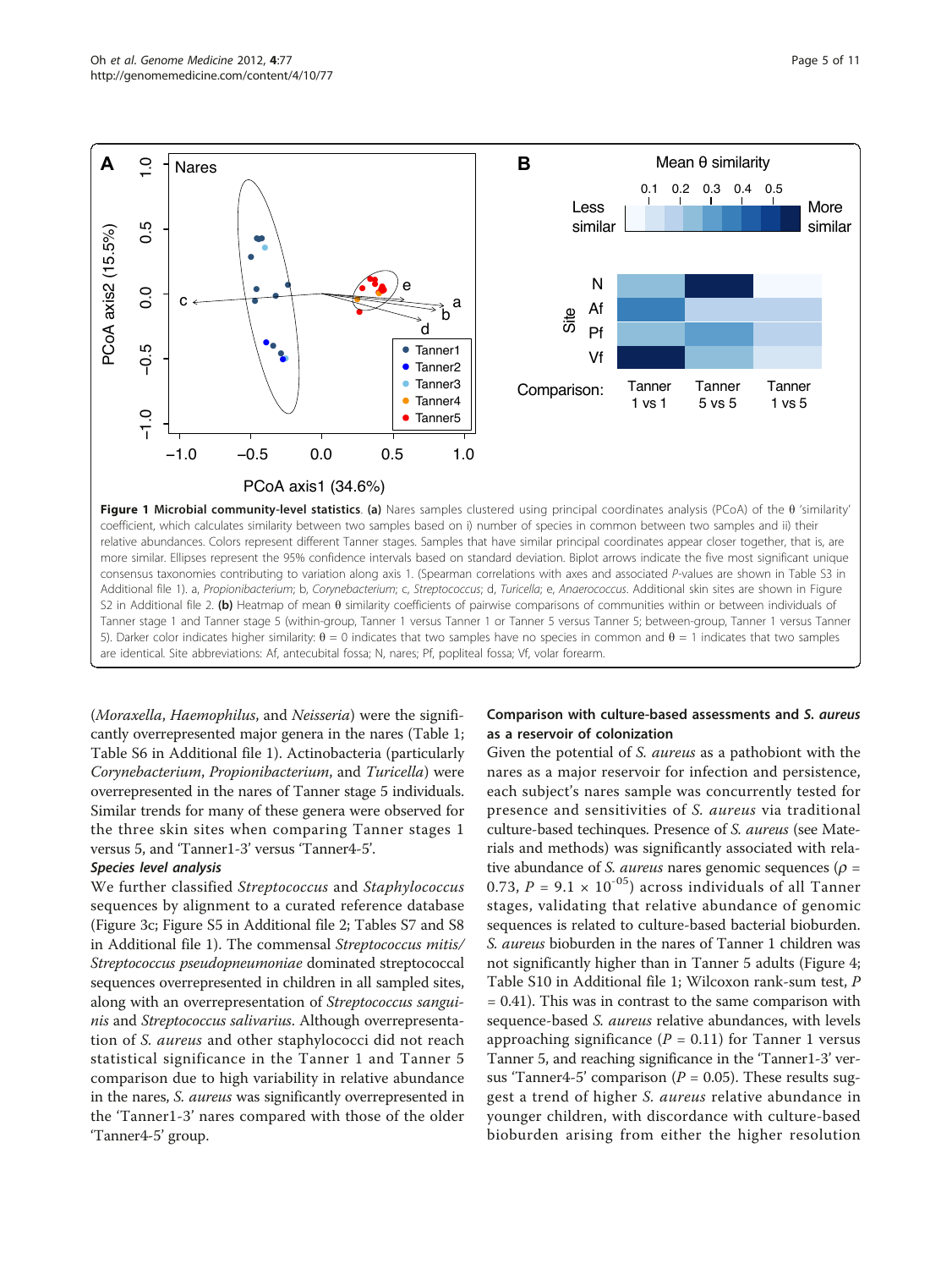A
Nares
PCoA axis2 (15.5%)
1.0
0.5
0.0
−0.5
−1.0
−1.0
−0.5
0.0
0.5
1.0
PCoA axis1 (34.6%)
c
e
a
b
d
Tanner1
Tanner2
Tanner3
Tanner4
Tanner5

B
Mean θ similarity
0.1 0.2 0.3 0.4 0.5
Less similar
More similar
Site
N
Af
Pf
Vf
Comparison:
Tanner 1 vs 1
Tanner 5 vs 5
Tanner 1 vs 5

**Figure 1 Microbial community-level statistics**. **(a)** Nares samples clustered using principal coordinates analysis (PCoA) of the θ 'similarity' coefficient, which calculates similarity between two samples based on i) number of species in common between two samples and ii) their relative abundances. Colors represent different Tanner stages. Samples that have similar principal coordinates appear closer together, that is, are more similar. Ellipses represent the 95% confidence intervals based on standard deviation. Biplot arrows indicate the five most significant unique consensus taxonomies contributing to variation along axis 1. (Spearman correlations with axes and associated *P*-values are shown in Table S3 in Additional file 1). a, *Propionibacterium*; b, *Corynebacterium*; c, *Streptococcus*; d, *Turicella*; e, *Anaerococcus*. Additional skin sites are shown in Figure S2 in Additional file 2. **(b)** Heatmap of mean θ similarity coefficients of pairwise comparisons of communities within or between individuals of Tanner stage 1 and Tanner stage 5 (within-group, Tanner 1 versus Tanner 1 or Tanner 5 versus Tanner 5; between-group, Tanner 1 versus Tanner 5). Darker color indicates higher similarity: θ = 0 indicates that two samples have no species in common and θ = 1 indicates that two samples are identical. Site abbreviations: Af, antecubital fossa; N, nares; Pf, popliteal fossa; Vf, volar forearm.

(*Moraxella*, *Haemophilus*, and *Neisseria*) were the significantly overrepresented major genera in the nares (Table 1; Table S6 in Additional file 1). Actinobacteria (particularly *Corynebacterium*, *Propionibacterium*, and *Turicella*) were overrepresented in the nares of Tanner stage 5 individuals. Similar trends for many of these genera were observed for the three skin sites when comparing Tanner stages 1 versus 5, and 'Tanner1-3' versus 'Tanner4-5'.

### *Species level analysis*

We further classified *Streptococcus* and *Staphylococcus* sequences by alignment to a curated reference database (Figure 3c; Figure S5 in Additional file 2; Tables S7 and S8 in Additional file 1). The commensal *Streptococcus mitis*/*Streptococcus pseudopneumoniae* dominated streptococcal sequences overrepresented in children in all sampled sites, along with an overrepresentation of *Streptococcus sanguinis* and *Streptococcus salivarius*. Although overrepresentation of *S. aureus* and other staphylococci did not reach statistical significance in the Tanner 1 and Tanner 5 comparison due to high variability in relative abundance in the nares, *S. aureus* was significantly overrepresented in the 'Tanner1-3' nares compared with those of the older 'Tanner4-5' group.

### Comparison with culture-based assessments and *S. aureus* as a reservoir of colonization

Given the potential of *S. aureus* as a pathobiont with the nares as a major reservoir for infection and persistence, each subject's nares sample was concurrently tested for presence and sensitivities of *S. aureus* via traditional culture-based techinques. Presence of *S. aureus* (see Materials and methods) was significantly associated with relative abundance of *S. aureus* nares genomic sequences ($\rho$ = 0.73, $P = 9.1 \times 10^{-05}$) across individuals of all Tanner stages, validating that relative abundance of genomic sequences is related to culture-based bacterial bioburden. *S. aureus* bioburden in the nares of Tanner 1 children was not significantly higher than in Tanner 5 adults (Figure 4; Table S10 in Additional file 1; Wilcoxon rank-sum test, $P$ = 0.41). This was in contrast to the same comparison with sequence-based *S. aureus* relative abundances, with levels approaching significance ($P$ = 0.11) for Tanner 1 versus Tanner 5, and reaching significance in the 'Tanner1-3' versus 'Tanner4-5' comparison ($P$ = 0.05). These results suggest a trend of higher *S. aureus* relative abundance in younger children, with discordance with culture-based bioburden arising from either the higher resolution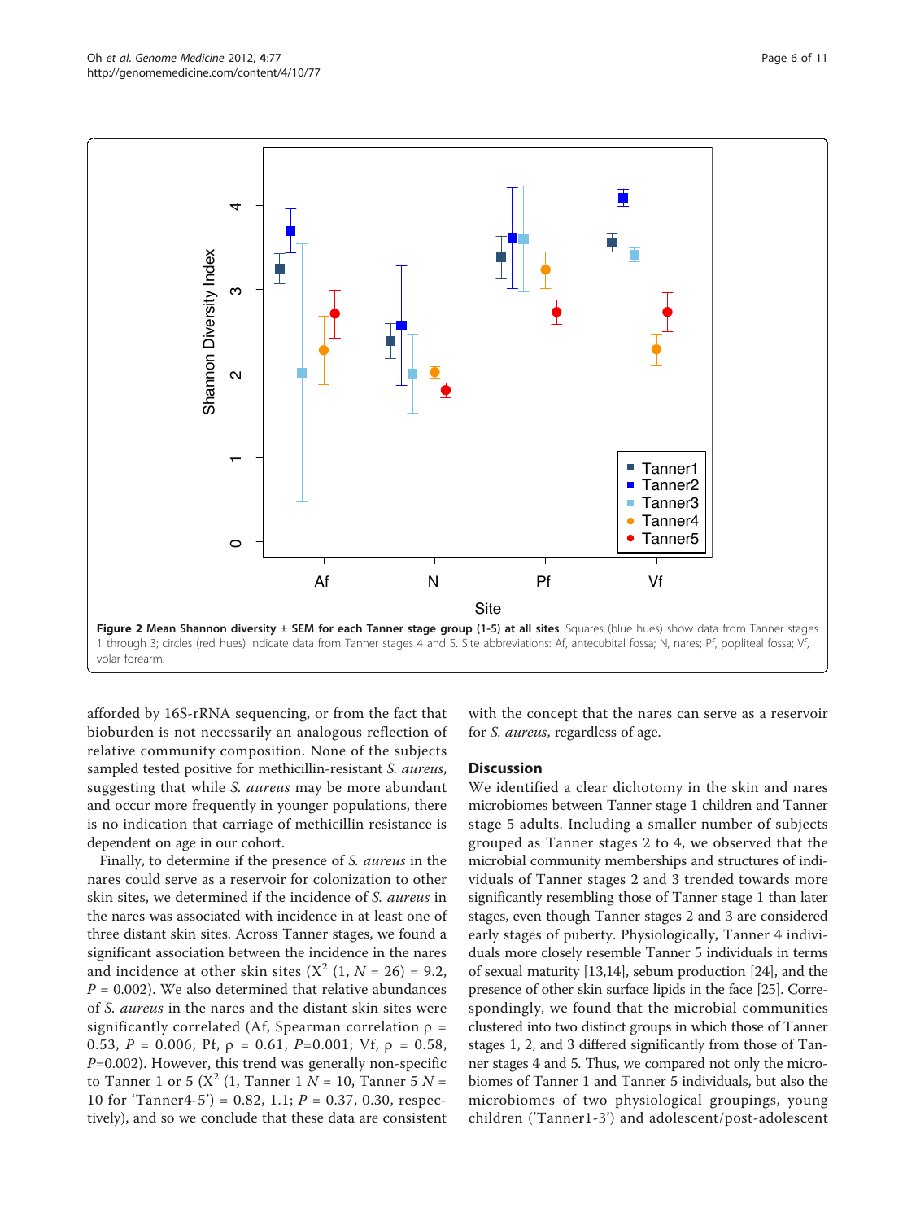Shannon Diversity Index

0
1
2
3
4

Af
N
Pf
Vf

Site

Tanner1
Tanner2
Tanner3
Tanner4
Tanner5

**Figure 2 Mean Shannon diversity ± SEM for each Tanner stage group (1-5) at all sites**. Squares (blue hues) show data from Tanner stages 1 through 3; circles (red hues) indicate data from Tanner stages 4 and 5. Site abbreviations: Af, antecubital fossa; N, nares; Pf, popliteal fossa; Vf, volar forearm.

afforded by 16S-rRNA sequencing, or from the fact that bioburden is not necessarily an analogous reflection of relative community composition. None of the subjects sampled tested positive for methicillin-resistant *S. aureus*, suggesting that while *S. aureus* may be more abundant and occur more frequently in younger populations, there is no indication that carriage of methicillin resistance is dependent on age in our cohort.

Finally, to determine if the presence of *S. aureus* in the nares could serve as a reservoir for colonization to other skin sites, we determined if the incidence of *S. aureus* in the nares was associated with incidence in at least one of three distant skin sites. Across Tanner stages, we found a significant association between the incidence in the nares and incidence at other skin sites ($X^2$ (1, $N$ = 26) = 9.2, $P$ = 0.002). We also determined that relative abundances of *S. aureus* in the nares and the distant skin sites were significantly correlated (Af, Spearman correlation $\rho$ = 0.53, $P$ = 0.006; Pf, $\rho$ = 0.61, $P$=0.001; Vf, $\rho$ = 0.58, $P$=0.002). However, this trend was generally non-specific to Tanner 1 or 5 ($X^2$ (1, Tanner 1 $N$ = 10, Tanner 5 $N$ = 10 for 'Tanner4-5') = 0.82, 1.1; $P$ = 0.37, 0.30, respectively), and so we conclude that these data are consistent with the concept that the nares can serve as a reservoir for *S. aureus*, regardless of age.

## Discussion

We identified a clear dichotomy in the skin and nares microbiomes between Tanner stage 1 children and Tanner stage 5 adults. Including a smaller number of subjects grouped as Tanner stages 2 to 4, we observed that the microbial community memberships and structures of individuals of Tanner stages 2 and 3 trended towards more significantly resembling those of Tanner stage 1 than later stages, even though Tanner stages 2 and 3 are considered early stages of puberty. Physiologically, Tanner 4 individuals more closely resemble Tanner 5 individuals in terms of sexual maturity [13,14], sebum production [24], and the presence of other skin surface lipids in the face [25]. Correspondingly, we found that the microbial communities clustered into two distinct groups in which those of Tanner stages 1, 2, and 3 differed significantly from those of Tanner stages 4 and 5. Thus, we compared not only the microbiomes of Tanner 1 and Tanner 5 individuals, but also the microbiomes of two physiological groupings, young children ('Tanner1-3') and adolescent/post-adolescent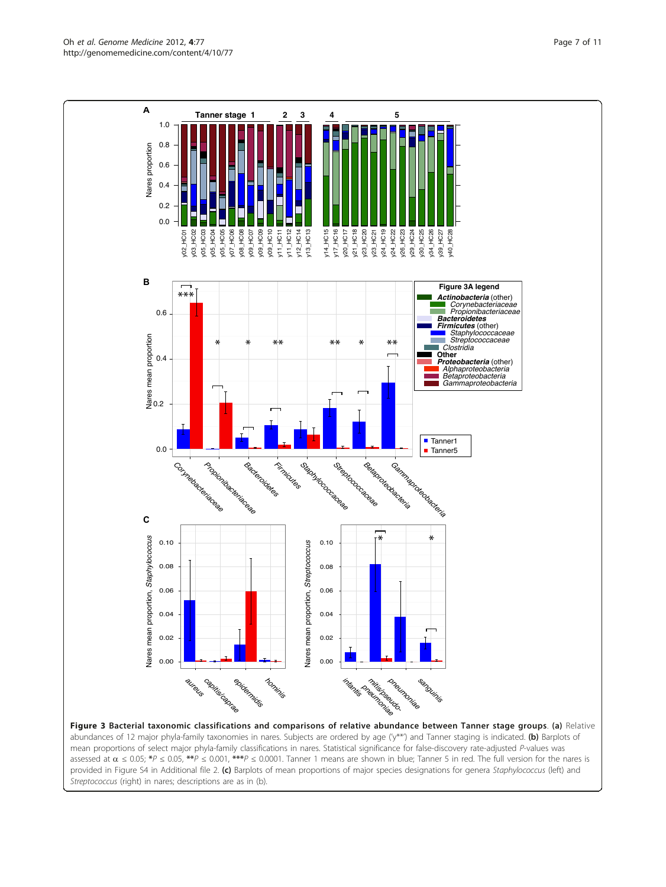A

Tanner stage 1 2 3 4 5

Nares proportion

1.0
0.8
0.6
0.4
0.2
0.0

y02_HC01 y03_HC02 y05_HC03 y05_HC04 y05_HC05 y07_HC06 y08_HC08 y09_HC07 y09_HC09 y09_HC10 y11_HC11 y11_HC12 y12_HC14 y13_HC13 y14_HC15 y17_HC16 y20_HC17 y21_HC18 y23_HC20 y23_HC21 y24_HC19 y24_HC22 y26_HC23 y29_HC24 y30_HC25 y34_HC26 y39_HC27 y40_HC28

B

Nares mean proportion

0.6
0.4
0.2
0.0

*** * * ** ** * **

Corynebacteriaceae Propionibacteriaceae Bacteroidetes Firmicutes Staphylococcaceae Streptococcaceae Betaproteobacteria Gammaproteobacteria

Figure 3A legend
***Actinobacteria*** (other)
*Corynebacteriaceae*
*Propionibacteriaceae*
***Bacteroidetes***
***Firmicutes*** (other)
*Staphylococcaceae*
*Streptococcaceae*
*Clostridia*
**Other**
***Proteobacteria*** (other)
*Alphaproteobacteria*
*Betaproteobacteria*
*Gammaproteobacteria*

Tanner1
Tanner5

C

Nares mean proportion, *Staphylococcus*

0.10
0.08
0.06
0.04
0.02
0.00

aureus capitis/caprae epidermidis hominis

Nares mean proportion, *Streptococcus*

0.10
0.08
0.06
0.04
0.02
0.00

* *

infantis mitis/pseudo-pneumoniae pneumoniae sanguinis

**Figure 3 Bacterial taxonomic classifications and comparisons of relative abundance between Tanner stage groups**. **(a)** Relative abundances of 12 major phyla-family taxonomies in nares. Subjects are ordered by age ('y**') and Tanner staging is indicated. **(b)** Barplots of mean proportions of select major phyla-family classifications in nares. Statistical significance for false-discovery rate-adjusted *P*-values was assessed at $\alpha \leq 0.05$; \**P* ≤ 0.05, \*\**P* ≤ 0.001, \*\*\**P* ≤ 0.0001. Tanner 1 means are shown in blue; Tanner 5 in red. The full version for the nares is provided in Figure S4 in Additional file 2. **(c)** Barplots of mean proportions of major species designations for genera *Staphylococcus* (left) and *Streptococcus* (right) in nares; descriptions are as in (b).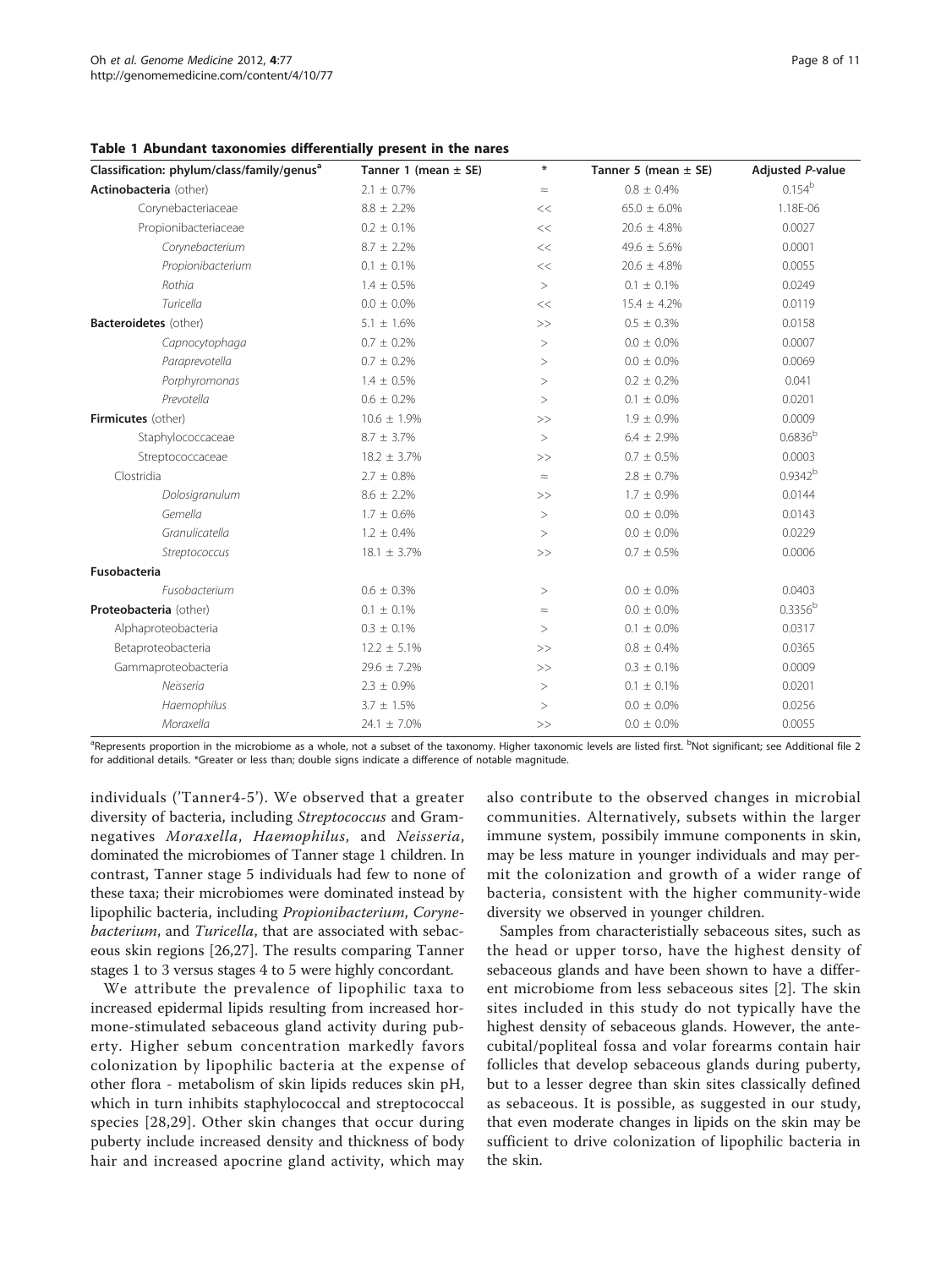**Table 1 Abundant taxonomies differentially present in the nares**

| Classification: phylum/class/family/genus[a] | Tanner 1 (mean ± SE) | * | Tanner 5 (mean ± SE) | Adjusted *P*-value |
|---|---|---|---|---|
| **Actinobacteria** (other) | 2.1 ± 0.7% | ≈ | 0.8 ± 0.4% | 0.154[b] |
| Corynebacteriaceae | 8.8 ± 2.2% | << | 65.0 ± 6.0% | 1.18E-06 |
| Propionibacteriaceae | 0.2 ± 0.1% | << | 20.6 ± 4.8% | 0.0027 |
| *Corynebacterium* | 8.7 ± 2.2% | << | 49.6 ± 5.6% | 0.0001 |
| *Propionibacterium* | 0.1 ± 0.1% | << | 20.6 ± 4.8% | 0.0055 |
| *Rothia* | 1.4 ± 0.5% | > | 0.1 ± 0.1% | 0.0249 |
| *Turicella* | 0.0 ± 0.0% | << | 15.4 ± 4.2% | 0.0119 |
| **Bacteroidetes** (other) | 5.1 ± 1.6% | >> | 0.5 ± 0.3% | 0.0158 |
| *Capnocytophaga* | 0.7 ± 0.2% | > | 0.0 ± 0.0% | 0.0007 |
| *Paraprevotella* | 0.7 ± 0.2% | > | 0.0 ± 0.0% | 0.0069 |
| *Porphyromonas* | 1.4 ± 0.5% | > | 0.2 ± 0.2% | 0.041 |
| *Prevotella* | 0.6 ± 0.2% | > | 0.1 ± 0.0% | 0.0201 |
| **Firmicutes** (other) | 10.6 ± 1.9% | >> | 1.9 ± 0.9% | 0.0009 |
| Staphylococcaceae | 8.7 ± 3.7% | > | 6.4 ± 2.9% | 0.6836[b] |
| Streptococcaceae | 18.2 ± 3.7% | >> | 0.7 ± 0.5% | 0.0003 |
| Clostridia | 2.7 ± 0.8% | ≈ | 2.8 ± 0.7% | 0.9342[b] |
| *Dolosigranulum* | 8.6 ± 2.2% | >> | 1.7 ± 0.9% | 0.0144 |
| *Gemella* | 1.7 ± 0.6% | > | 0.0 ± 0.0% | 0.0143 |
| *Granulicatella* | 1.2 ± 0.4% | > | 0.0 ± 0.0% | 0.0229 |
| *Streptococcus* | 18.1 ± 3.7% | >> | 0.7 ± 0.5% | 0.0006 |
| **Fusobacteria** | | | | |
| *Fusobacterium* | 0.6 ± 0.3% | > | 0.0 ± 0.0% | 0.0403 |
| **Proteobacteria** (other) | 0.1 ± 0.1% | ≈ | 0.0 ± 0.0% | 0.3356[b] |
| Alphaproteobacteria | 0.3 ± 0.1% | > | 0.1 ± 0.0% | 0.0317 |
| Betaproteobacteria | 12.2 ± 5.1% | >> | 0.8 ± 0.4% | 0.0365 |
| Gammaproteobacteria | 29.6 ± 7.2% | >> | 0.3 ± 0.1% | 0.0009 |
| *Neisseria* | 2.3 ± 0.9% | > | 0.1 ± 0.1% | 0.0201 |
| *Haemophilus* | 3.7 ± 1.5% | > | 0.0 ± 0.0% | 0.0256 |
| *Moraxella* | 24.1 ± 7.0% | >> | 0.0 ± 0.0% | 0.0055 |

[a]Represents proportion in the microbiome as a whole, not a subset of the taxonomy. Higher taxonomic levels are listed first. [b]Not significant; see Additional file 2 for additional details. *Greater or less than; double signs indicate a difference of notable magnitude.

individuals ('Tanner4-5'). We observed that a greater diversity of bacteria, including *Streptococcus* and Gram-negatives *Moraxella*, *Haemophilus*, and *Neisseria*, dominated the microbiomes of Tanner stage 1 children. In contrast, Tanner stage 5 individuals had few to none of these taxa; their microbiomes were dominated instead by lipophilic bacteria, including *Propionibacterium*, *Corynebacterium*, and *Turicella*, that are associated with sebaceous skin regions [26,27]. The results comparing Tanner stages 1 to 3 versus stages 4 to 5 were highly concordant.

We attribute the prevalence of lipophilic taxa to increased epidermal lipids resulting from increased hormone-stimulated sebaceous gland activity during puberty. Higher sebum concentration markedly favors colonization by lipophilic bacteria at the expense of other flora - metabolism of skin lipids reduces skin pH, which in turn inhibits staphylococcal and streptococcal species [28,29]. Other skin changes that occur during puberty include increased density and thickness of body hair and increased apocrine gland activity, which may also contribute to the observed changes in microbial communities. Alternatively, subsets within the larger immune system, possibily immune components in skin, may be less mature in younger individuals and may permit the colonization and growth of a wider range of bacteria, consistent with the higher community-wide diversity we observed in younger children.

Samples from characteristially sebaceous sites, such as the head or upper torso, have the highest density of sebaceous glands and have been shown to have a different microbiome from less sebaceous sites [2]. The skin sites included in this study do not typically have the highest density of sebaceous glands. However, the antecubital/popliteal fossa and volar forearms contain hair follicles that develop sebaceous glands during puberty, but to a lesser degree than skin sites classically defined as sebaceous. It is possible, as suggested in our study, that even moderate changes in lipids on the skin may be sufficient to drive colonization of lipophilic bacteria in the skin.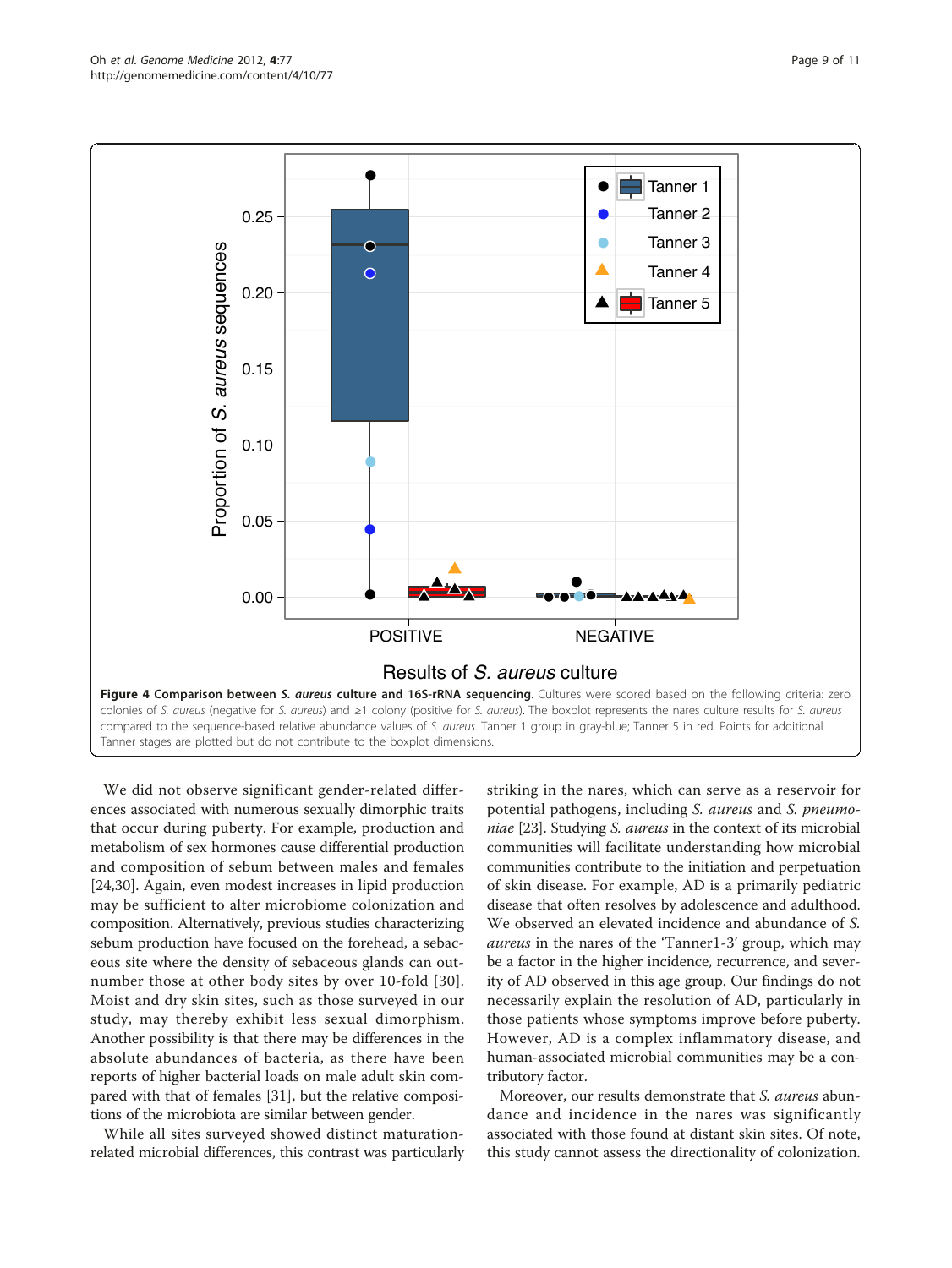Proportion of *S. aureus* sequences

0.25

0.20

0.15

0.10

0.05

0.00

POSITIVE

NEGATIVE

Results of *S. aureus* culture

Tanner 1

Tanner 2

Tanner 3

Tanner 4

Tanner 5

**Figure 4 Comparison between *S. aureus* culture and 16S-rRNA sequencing**. Cultures were scored based on the following criteria: zero colonies of *S. aureus* (negative for *S. aureus*) and ≥1 colony (positive for *S. aureus*). The boxplot represents the nares culture results for *S. aureus* compared to the sequence-based relative abundance values of *S. aureus*. Tanner 1 group in gray-blue; Tanner 5 in red. Points for additional Tanner stages are plotted but do not contribute to the boxplot dimensions.

We did not observe significant gender-related differences associated with numerous sexually dimorphic traits that occur during puberty. For example, production and metabolism of sex hormones cause differential production and composition of sebum between males and females [24,30]. Again, even modest increases in lipid production may be sufficient to alter microbiome colonization and composition. Alternatively, previous studies characterizing sebum production have focused on the forehead, a sebaceous site where the density of sebaceous glands can outnumber those at other body sites by over 10-fold [30]. Moist and dry skin sites, such as those surveyed in our study, may thereby exhibit less sexual dimorphism. Another possibility is that there may be differences in the absolute abundances of bacteria, as there have been reports of higher bacterial loads on male adult skin compared with that of females [31], but the relative compositions of the microbiota are similar between gender.

While all sites surveyed showed distinct maturation-related microbial differences, this contrast was particularly striking in the nares, which can serve as a reservoir for potential pathogens, including *S. aureus* and *S. pneumoniae* [23]. Studying *S. aureus* in the context of its microbial communities will facilitate understanding how microbial communities contribute to the initiation and perpetuation of skin disease. For example, AD is a primarily pediatric disease that often resolves by adolescence and adulthood. We observed an elevated incidence and abundance of *S. aureus* in the nares of the 'Tanner1-3' group, which may be a factor in the higher incidence, recurrence, and severity of AD observed in this age group. Our findings do not necessarily explain the resolution of AD, particularly in those patients whose symptoms improve before puberty. However, AD is a complex inflammatory disease, and human-associated microbial communities may be a contributory factor.

Moreover, our results demonstrate that *S. aureus* abundance and incidence in the nares was significantly associated with those found at distant skin sites. Of note, this study cannot assess the directionality of colonization.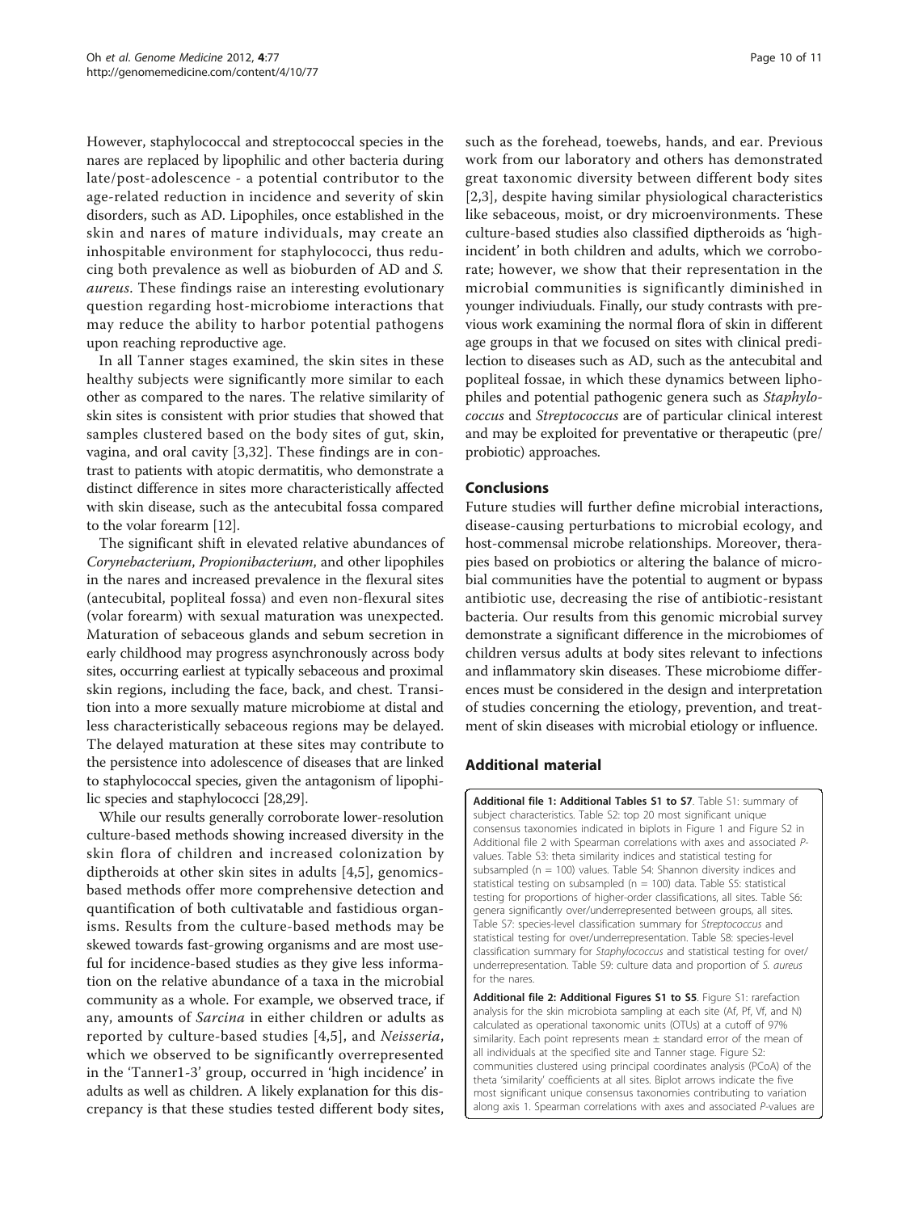However, staphylococcal and streptococcal species in the nares are replaced by lipophilic and other bacteria during late/post-adolescence - a potential contributor to the age-related reduction in incidence and severity of skin disorders, such as AD. Lipophiles, once established in the skin and nares of mature individuals, may create an inhospitable environment for staphylococci, thus reducing both prevalence as well as bioburden of AD and *S. aureus*. These findings raise an interesting evolutionary question regarding host-microbiome interactions that may reduce the ability to harbor potential pathogens upon reaching reproductive age.

In all Tanner stages examined, the skin sites in these healthy subjects were significantly more similar to each other as compared to the nares. The relative similarity of skin sites is consistent with prior studies that showed that samples clustered based on the body sites of gut, skin, vagina, and oral cavity [3,32]. These findings are in contrast to patients with atopic dermatitis, who demonstrate a distinct difference in sites more characteristically affected with skin disease, such as the antecubital fossa compared to the volar forearm [12].

The significant shift in elevated relative abundances of *Corynebacterium*, *Propionibacterium*, and other lipophiles in the nares and increased prevalence in the flexural sites (antecubital, popliteal fossa) and even non-flexural sites (volar forearm) with sexual maturation was unexpected. Maturation of sebaceous glands and sebum secretion in early childhood may progress asynchronously across body sites, occurring earliest at typically sebaceous and proximal skin regions, including the face, back, and chest. Transition into a more sexually mature microbiome at distal and less characteristically sebaceous regions may be delayed. The delayed maturation at these sites may contribute to the persistence into adolescence of diseases that are linked to staphylococcal species, given the antagonism of lipophilic species and staphylococci [28,29].

While our results generally corroborate lower-resolution culture-based methods showing increased diversity in the skin flora of children and increased colonization by diptheroids at other skin sites in adults [4,5], genomics-based methods offer more comprehensive detection and quantification of both cultivatable and fastidious organisms. Results from the culture-based methods may be skewed towards fast-growing organisms and are most useful for incidence-based studies as they give less information on the relative abundance of a taxa in the microbial community as a whole. For example, we observed trace, if any, amounts of *Sarcina* in either children or adults as reported by culture-based studies [4,5], and *Neisseria*, which we observed to be significantly overrepresented in the 'Tanner1-3' group, occurred in 'high incidence' in adults as well as children. A likely explanation for this discrepancy is that these studies tested different body sites, such as the forehead, toewebs, hands, and ear. Previous work from our laboratory and others has demonstrated great taxonomic diversity between different body sites [2,3], despite having similar physiological characteristics like sebaceous, moist, or dry microenvironments. These culture-based studies also classified diptheroids as 'high-incident' in both children and adults, which we corroborate; however, we show that their representation in the microbial communities is significantly diminished in younger indiviuduals. Finally, our study contrasts with previous work examining the normal flora of skin in different age groups in that we focused on sites with clinical predilection to diseases such as AD, such as the antecubital and popliteal fossae, in which these dynamics between liphophiles and potential pathogenic genera such as *Staphylococcus* and *Streptococcus* are of particular clinical interest and may be exploited for preventative or therapeutic (pre/probiotic) approaches.

## Conclusions

Future studies will further define microbial interactions, disease-causing perturbations to microbial ecology, and host-commensal microbe relationships. Moreover, therapies based on probiotics or altering the balance of microbial communities have the potential to augment or bypass antibiotic use, decreasing the rise of antibiotic-resistant bacteria. Our results from this genomic microbial survey demonstrate a significant difference in the microbiomes of children versus adults at body sites relevant to infections and inflammatory skin diseases. These microbiome differences must be considered in the design and interpretation of studies concerning the etiology, prevention, and treatment of skin diseases with microbial etiology or influence.

## Additional material

**Additional file 1: Additional Tables S1 to S7**. Table S1: summary of subject characteristics. Table S2: top 20 most significant unique consensus taxonomies indicated in biplots in Figure 1 and Figure S2 in Additional file 2 with Spearman correlations with axes and associated *P*-values. Table S3: theta similarity indices and statistical testing for subsampled (n = 100) values. Table S4: Shannon diversity indices and statistical testing on subsampled (n = 100) data. Table S5: statistical testing for proportions of higher-order classifications, all sites. Table S6: genera significantly over/underrepresented between groups, all sites. Table S7: species-level classification summary for *Streptococcus* and statistical testing for over/underrepresentation. Table S8: species-level classification summary for *Staphylococcus* and statistical testing for over/underrepresentation. Table S9: culture data and proportion of *S. aureus* for the nares.

**Additional file 2: Additional Figures S1 to S5**. Figure S1: rarefaction analysis for the skin microbiota sampling at each site (Af, Pf, Vf, and N) calculated as operational taxonomic units (OTUs) at a cutoff of 97% similarity. Each point represents mean ± standard error of the mean of all individuals at the specified site and Tanner stage. Figure S2: communities clustered using principal coordinates analysis (PCoA) of the theta 'similarity' coefficients at all sites. Biplot arrows indicate the five most significant unique consensus taxonomies contributing to variation along axis 1. Spearman correlations with axes and associated *P*-values are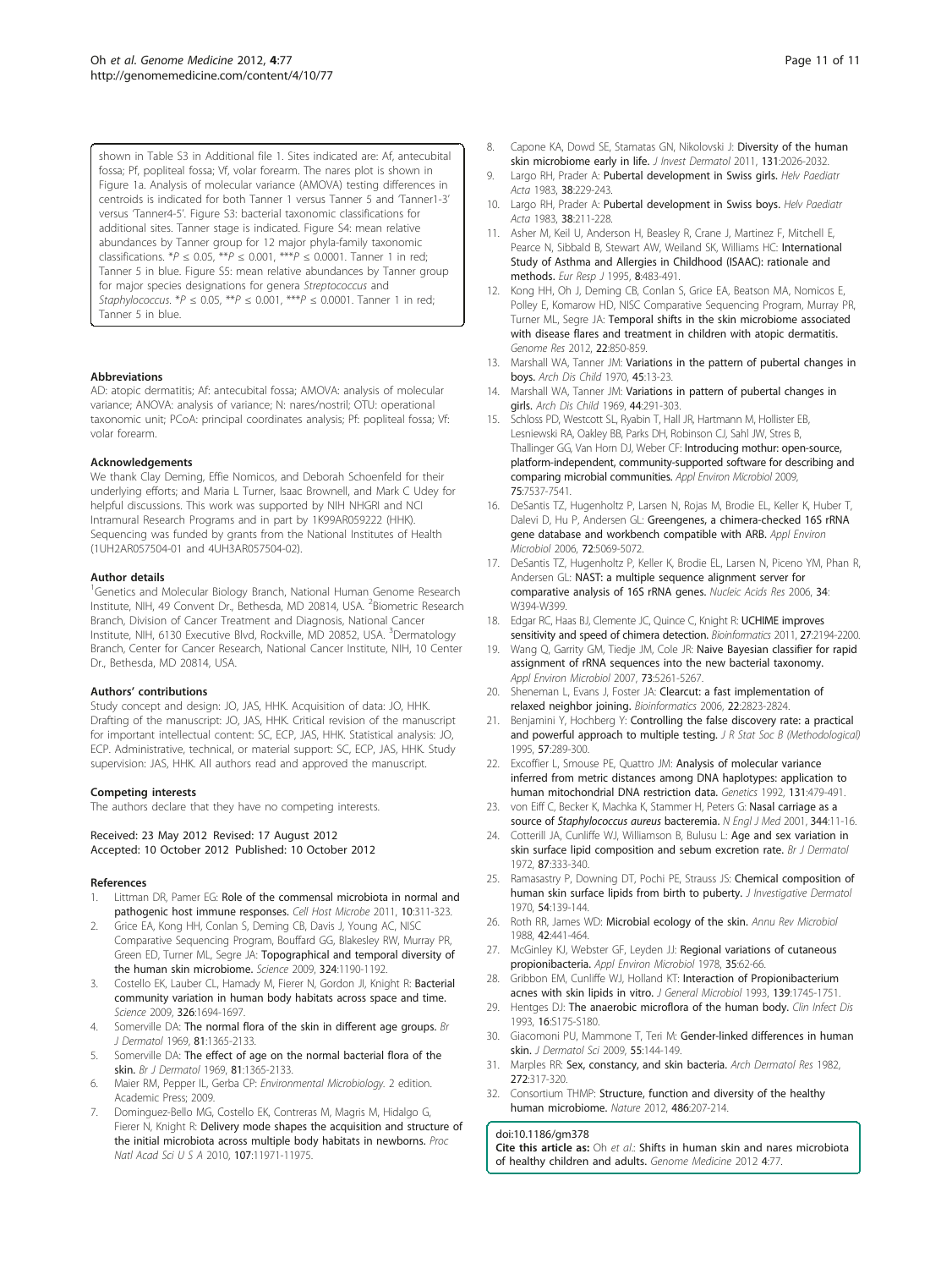shown in Table S3 in Additional file 1. Sites indicated are: Af, antecubital fossa; Pf, popliteal fossa; Vf, volar forearm. The nares plot is shown in Figure 1a. Analysis of molecular variance (AMOVA) testing differences in centroids is indicated for both Tanner 1 versus Tanner 5 and 'Tanner1-3' versus 'Tanner4-5'. Figure S3: bacterial taxonomic classifications for additional sites. Tanner stage is indicated. Figure S4: mean relative abundances by Tanner group for 12 major phyla-family taxonomic classifications. \*$P \leq 0.05$, \*\*$P \leq 0.001$, \*\*\*$P \leq 0.0001$. Tanner 1 in red; Tanner 5 in blue. Figure S5: mean relative abundances by Tanner group for major species designations for genera *Streptococcus* and *Staphylococcus*. \*$P \leq 0.05$, \*\*$P \leq 0.001$, \*\*\*$P \leq 0.0001$. Tanner 1 in red; Tanner 5 in blue.

#### Abbreviations

AD: atopic dermatitis; Af: antecubital fossa; AMOVA: analysis of molecular variance; ANOVA: analysis of variance; N: nares/nostril; OTU: operational taxonomic unit; PCoA: principal coordinates analysis; Pf: popliteal fossa; Vf: volar forearm.

#### Acknowledgements

We thank Clay Deming, Effie Nomicos, and Deborah Schoenfeld for their underlying efforts; and Maria L Turner, Isaac Brownell, and Mark C Udey for helpful discussions. This work was supported by NIH NHGRI and NCI Intramural Research Programs and in part by 1K99AR059222 (HHK). Sequencing was funded by grants from the National Institutes of Health (1UH2AR057504-01 and 4UH3AR057504-02).

#### Author details

[1]Genetics and Molecular Biology Branch, National Human Genome Research Institute, NIH, 49 Convent Dr., Bethesda, MD 20814, USA. [2]Biometric Research Branch, Division of Cancer Treatment and Diagnosis, National Cancer Institute, NIH, 6130 Executive Blvd, Rockville, MD 20852, USA. [3]Dermatology Branch, Center for Cancer Research, National Cancer Institute, NIH, 10 Center Dr., Bethesda, MD 20814, USA.

#### Authors' contributions

Study concept and design: JO, JAS, HHK. Acquisition of data: JO, HHK. Drafting of the manuscript: JO, JAS, HHK. Critical revision of the manuscript for important intellectual content: SC, ECP, JAS, HHK. Statistical analysis: JO, ECP. Administrative, technical, or material support: SC, ECP, JAS, HHK. Study supervision: JAS, HHK. All authors read and approved the manuscript.

#### Competing interests

The authors declare that they have no competing interests.

Received: 23 May 2012 Revised: 17 August 2012
Accepted: 10 October 2012 Published: 10 October 2012

#### References

1. Littman DR, Pamer EG: **Role of the commensal microbiota in normal and pathogenic host immune responses.** *Cell Host Microbe* 2011, **10**:311-323.
2. Grice EA, Kong HH, Conlan S, Deming CB, Davis J, Young AC, NISC Comparative Sequencing Program, Bouffard GG, Blakesley RW, Murray PR, Green ED, Turner ML, Segre JA: **Topographical and temporal diversity of the human skin microbiome.** *Science* 2009, **324**:1190-1192.
3. Costello EK, Lauber CL, Hamady M, Fierer N, Gordon JI, Knight R: **Bacterial community variation in human body habitats across space and time.** *Science* 2009, **326**:1694-1697.
4. Somerville DA: **The normal flora of the skin in different age groups.** *Br J Dermatol* 1969, **81**:1365-2133.
5. Somerville DA: **The effect of age on the normal bacterial flora of the skin.** *Br J Dermatol* 1969, **81**:1365-2133.
6. Maier RM, Pepper IL, Gerba CP: *Environmental Microbiology.* 2 edition. Academic Press; 2009.
7. Dominguez-Bello MG, Costello EK, Contreras M, Magris M, Hidalgo G, Fierer N, Knight R: **Delivery mode shapes the acquisition and structure of the initial microbiota across multiple body habitats in newborns.** *Proc Natl Acad Sci U S A* 2010, **107**:11971-11975.
8. Capone KA, Dowd SE, Stamatas GN, Nikolovski J: **Diversity of the human skin microbiome early in life.** *J Invest Dermatol* 2011, **131**:2026-2032.
9. Largo RH, Prader A: **Pubertal development in Swiss girls.** *Helv Paediatr Acta* 1983, **38**:229-243.
10. Largo RH, Prader A: **Pubertal development in Swiss boys.** *Helv Paediatr Acta* 1983, **38**:211-228.
11. Asher M, Keil U, Anderson H, Beasley R, Crane J, Martinez F, Mitchell E, Pearce N, Sibbald B, Stewart AW, Weiland SK, Williams HC: **International Study of Asthma and Allergies in Childhood (ISAAC): rationale and methods.** *Eur Resp J* 1995, **8**:483-491.
12. Kong HH, Oh J, Deming CB, Conlan S, Grice EA, Beatson MA, Nomicos E, Polley E, Komarow HD, NISC Comparative Sequencing Program, Murray PR, Turner ML, Segre JA: **Temporal shifts in the skin microbiome associated with disease flares and treatment in children with atopic dermatitis.** *Genome Res* 2012, **22**:850-859.
13. Marshall WA, Tanner JM: **Variations in the pattern of pubertal changes in boys.** *Arch Dis Child* 1970, **45**:13-23.
14. Marshall WA, Tanner JM: **Variations in pattern of pubertal changes in girls.** *Arch Dis Child* 1969, **44**:291-303.
15. Schloss PD, Westcott SL, Ryabin T, Hall JR, Hartmann M, Hollister EB, Lesniewski RA, Oakley BB, Parks DH, Robinson CJ, Sahl JW, Stres B, Thallinger GG, Van Horn DJ, Weber CF: **Introducing mothur: open-source, platform-independent, community-supported software for describing and comparing microbial communities.** *Appl Environ Microbiol* 2009, **75**:7537-7541.
16. DeSantis TZ, Hugenholtz P, Larsen N, Rojas M, Brodie EL, Keller K, Huber T, Dalevi D, Hu P, Andersen GL: **Greengenes, a chimera-checked 16S rRNA gene database and workbench compatible with ARB.** *Appl Environ Microbiol* 2006, **72**:5069-5072.
17. DeSantis TZ, Hugenholtz P, Keller K, Brodie EL, Larsen N, Piceno YM, Phan R, Andersen GL: **NAST: a multiple sequence alignment server for comparative analysis of 16S rRNA genes.** *Nucleic Acids Res* 2006, **34**: W394-W399.
18. Edgar RC, Haas BJ, Clemente JC, Quince C, Knight R: **UCHIME improves sensitivity and speed of chimera detection.** *Bioinformatics* 2011, **27**:2194-2200.
19. Wang Q, Garrity GM, Tiedje JM, Cole JR: **Naive Bayesian classifier for rapid assignment of rRNA sequences into the new bacterial taxonomy.** *Appl Environ Microbiol* 2007, **73**:5261-5267.
20. Sheneman L, Evans J, Foster JA: **Clearcut: a fast implementation of relaxed neighbor joining.** *Bioinformatics* 2006, **22**:2823-2824.
21. Benjamini Y, Hochberg Y: **Controlling the false discovery rate: a practical and powerful approach to multiple testing.** *J R Stat Soc B (Methodological)* 1995, **57**:289-300.
22. Excoffier L, Smouse PE, Quattro JM: **Analysis of molecular variance inferred from metric distances among DNA haplotypes: application to human mitochondrial DNA restriction data.** *Genetics* 1992, **131**:479-491.
23. von Eiff C, Becker K, Machka K, Stammer H, Peters G: **Nasal carriage as a source of *Staphylococcus aureus* bacteremia.** *N Engl J Med* 2001, **344**:11-16.
24. Cotterill JA, Cunliffe WJ, Williamson B, Bulusu L: **Age and sex variation in skin surface lipid composition and sebum excretion rate.** *Br J Dermatol* 1972, **87**:333-340.
25. Ramasastry P, Downing DT, Pochi PE, Strauss JS: **Chemical composition of human skin surface lipids from birth to puberty.** *J Investigative Dermatol* 1970, **54**:139-144.
26. Roth RR, James WD: **Microbial ecology of the skin.** *Annu Rev Microbiol* 1988, **42**:441-464.
27. McGinley KJ, Webster GF, Leyden JJ: **Regional variations of cutaneous propionibacteria.** *Appl Environ Microbiol* 1978, **35**:62-66.
28. Gribbon EM, Cunliffe WJ, Holland KT: **Interaction of Propionibacterium acnes with skin lipids in vitro.** *J General Microbiol* 1993, **139**:1745-1751.
29. Hentges DJ: **The anaerobic microflora of the human body.** *Clin Infect Dis* 1993, **16**:S175-S180.
30. Giacomoni PU, Mammone T, Teri M: **Gender-linked differences in human skin.** *J Dermatol Sci* 2009, **55**:144-149.
31. Marples RR: **Sex, constancy, and skin bacteria.** *Arch Dermatol Res* 1982, **272**:317-320.
32. Consortium THMP: **Structure, function and diversity of the healthy human microbiome.** *Nature* 2012, **486**:207-214.

doi:10.1186/gm378
**Cite this article as:** Oh *et al.*: Shifts in human skin and nares microbiota of healthy children and adults. *Genome Medicine* 2012 **4**:77.